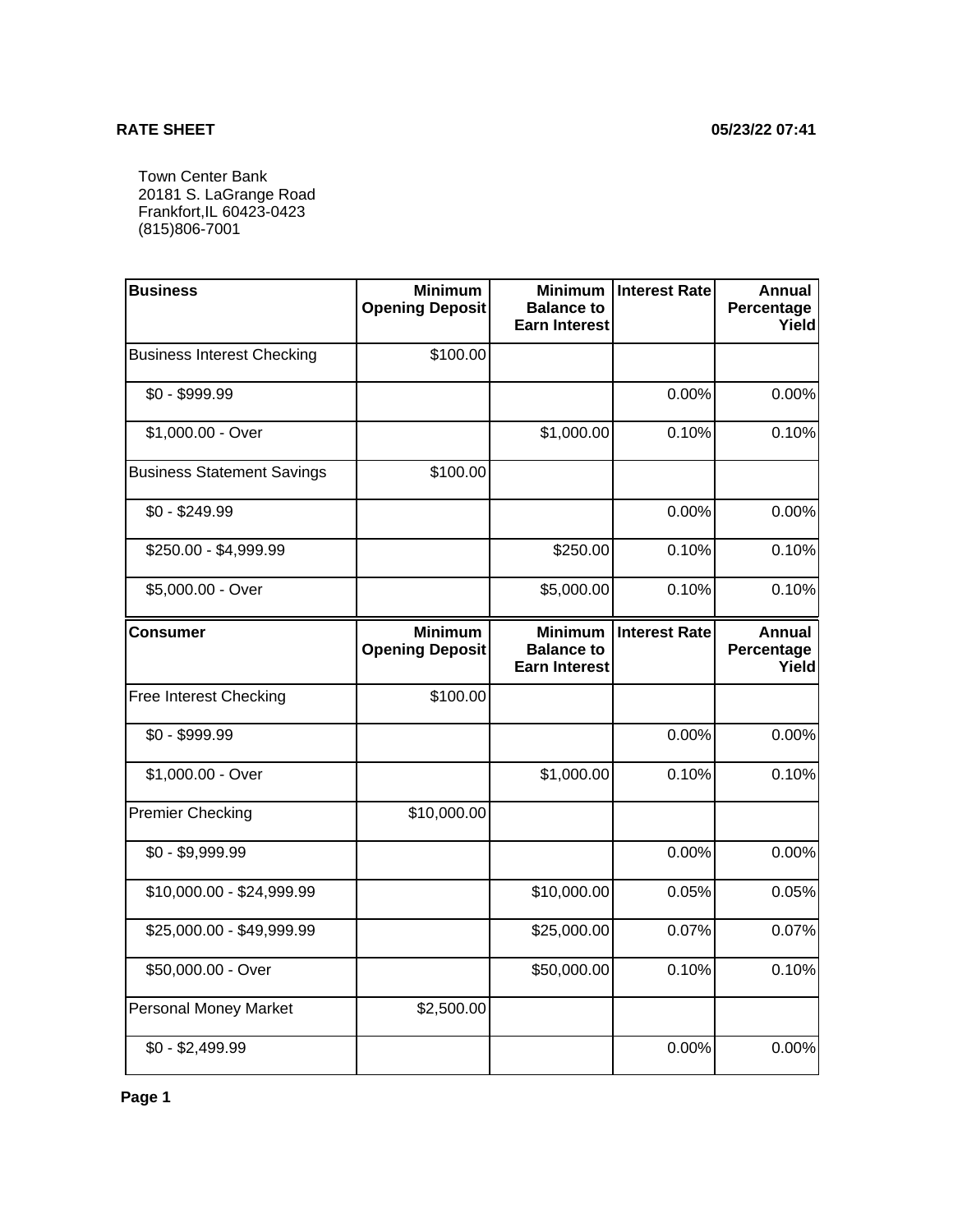**RATE SHEET** **05/23/22 07:41**

Town Center Bank
20181 S. LaGrange Road
Frankfort,IL 60423-0423
(815)806-7001

| Business | Minimum Opening Deposit | Minimum Balance to Earn Interest | Interest Rate | Annual Percentage Yield |
|---|---|---|---|---|
| Business Interest Checking | $100.00 | | | |
| $0 - $999.99 | | | 0.00% | 0.00% |
| $1,000.00 - Over | | $1,000.00 | 0.10% | 0.10% |
| Business Statement Savings | $100.00 | | | |
| $0 - $249.99 | | | 0.00% | 0.00% |
| $250.00 - $4,999.99 | | $250.00 | 0.10% | 0.10% |
| $5,000.00 - Over | | $5,000.00 | 0.10% | 0.10% |

| Consumer | Minimum Opening Deposit | Minimum Balance to Earn Interest | Interest Rate | Annual Percentage Yield |
|---|---|---|---|---|
| Free Interest Checking | $100.00 | | | |
| $0 - $999.99 | | | 0.00% | 0.00% |
| $1,000.00 - Over | | $1,000.00 | 0.10% | 0.10% |
| Premier Checking | $10,000.00 | | | |
| $0 - $9,999.99 | | | 0.00% | 0.00% |
| $10,000.00 - $24,999.99 | | $10,000.00 | 0.05% | 0.05% |
| $25,000.00 - $49,999.99 | | $25,000.00 | 0.07% | 0.07% |
| $50,000.00 - Over | | $50,000.00 | 0.10% | 0.10% |
| Personal Money Market | $2,500.00 | | | |
| $0 - $2,499.99 | | | 0.00% | 0.00% |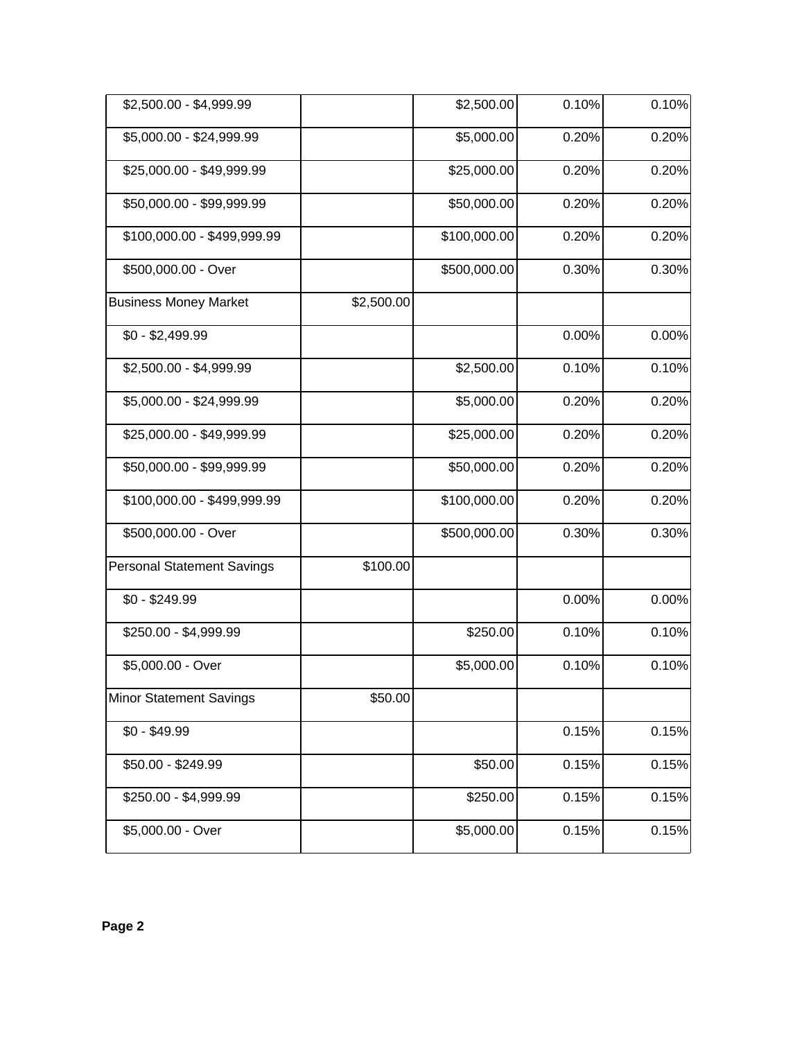| | | | | |
|---|---|---|---|---|
| $2,500.00 - $4,999.99 | | $2,500.00 | 0.10% | 0.10% |
| $5,000.00 - $24,999.99 | | $5,000.00 | 0.20% | 0.20% |
| $25,000.00 - $49,999.99 | | $25,000.00 | 0.20% | 0.20% |
| $50,000.00 - $99,999.99 | | $50,000.00 | 0.20% | 0.20% |
| $100,000.00 - $499,999.99 | | $100,000.00 | 0.20% | 0.20% |
| $500,000.00 - Over | | $500,000.00 | 0.30% | 0.30% |
| Business Money Market | $2,500.00 | | | |
| $0 - $2,499.99 | | | 0.00% | 0.00% |
| $2,500.00 - $4,999.99 | | $2,500.00 | 0.10% | 0.10% |
| $5,000.00 - $24,999.99 | | $5,000.00 | 0.20% | 0.20% |
| $25,000.00 - $49,999.99 | | $25,000.00 | 0.20% | 0.20% |
| $50,000.00 - $99,999.99 | | $50,000.00 | 0.20% | 0.20% |
| $100,000.00 - $499,999.99 | | $100,000.00 | 0.20% | 0.20% |
| $500,000.00 - Over | | $500,000.00 | 0.30% | 0.30% |
| Personal Statement Savings | $100.00 | | | |
| $0 - $249.99 | | | 0.00% | 0.00% |
| $250.00 - $4,999.99 | | $250.00 | 0.10% | 0.10% |
| $5,000.00 - Over | | $5,000.00 | 0.10% | 0.10% |
| Minor Statement Savings | $50.00 | | | |
| $0 - $49.99 | | | 0.15% | 0.15% |
| $50.00 - $249.99 | | $50.00 | 0.15% | 0.15% |
| $250.00 - $4,999.99 | | $250.00 | 0.15% | 0.15% |
| $5,000.00 - Over | | $5,000.00 | 0.15% | 0.15% |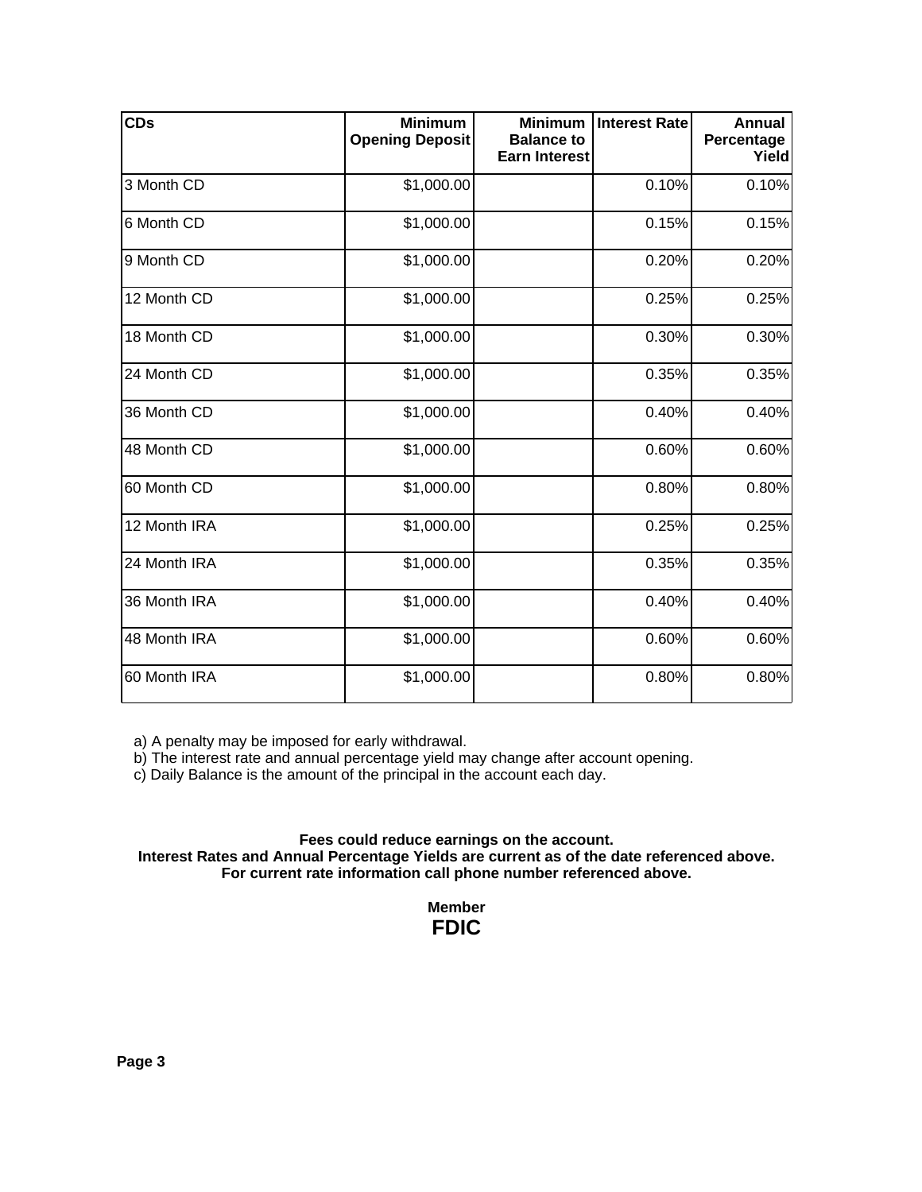| CDs | Minimum Opening Deposit | Minimum Balance to Earn Interest | Interest Rate | Annual Percentage Yield |
|---|---|---|---|---|
| 3 Month CD | $1,000.00 | | 0.10% | 0.10% |
| 6 Month CD | $1,000.00 | | 0.15% | 0.15% |
| 9 Month CD | $1,000.00 | | 0.20% | 0.20% |
| 12 Month CD | $1,000.00 | | 0.25% | 0.25% |
| 18 Month CD | $1,000.00 | | 0.30% | 0.30% |
| 24 Month CD | $1,000.00 | | 0.35% | 0.35% |
| 36 Month CD | $1,000.00 | | 0.40% | 0.40% |
| 48 Month CD | $1,000.00 | | 0.60% | 0.60% |
| 60 Month CD | $1,000.00 | | 0.80% | 0.80% |
| 12 Month IRA | $1,000.00 | | 0.25% | 0.25% |
| 24 Month IRA | $1,000.00 | | 0.35% | 0.35% |
| 36 Month IRA | $1,000.00 | | 0.40% | 0.40% |
| 48 Month IRA | $1,000.00 | | 0.60% | 0.60% |
| 60 Month IRA | $1,000.00 | | 0.80% | 0.80% |

a) A penalty may be imposed for early withdrawal.
b) The interest rate and annual percentage yield may change after account opening.
c) Daily Balance is the amount of the principal in the account each day.

**Fees could reduce earnings on the account.**
**Interest Rates and Annual Percentage Yields are current as of the date referenced above.**
**For current rate information call phone number referenced above.**

**Member**
**FDIC**